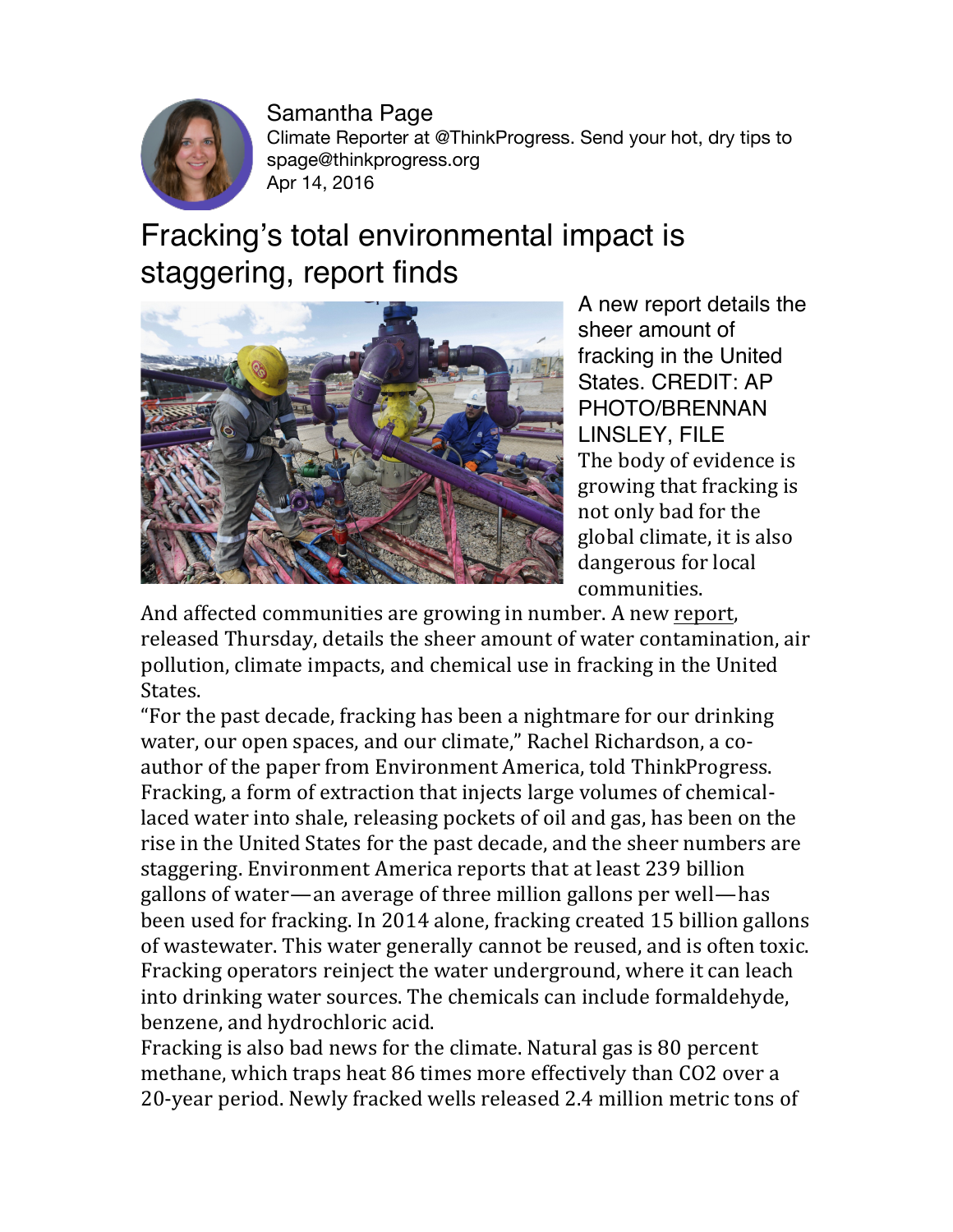Samantha Page
Climate Reporter at @ThinkProgress. Send your hot, dry tips to spage@thinkprogress.org
Apr 14, 2016

# Fracking's total environmental impact is staggering, report finds

A new report details the sheer amount of fracking in the United States. CREDIT: AP PHOTO/BRENNAN LINSLEY, FILE

The body of evidence is growing that fracking is not only bad for the global climate, it is also dangerous for local communities.

And affected communities are growing in number. A new report, released Thursday, details the sheer amount of water contamination, air pollution, climate impacts, and chemical use in fracking in the United States.

"For the past decade, fracking has been a nightmare for our drinking water, our open spaces, and our climate," Rachel Richardson, a co-author of the paper from Environment America, told ThinkProgress.

Fracking, a form of extraction that injects large volumes of chemical-laced water into shale, releasing pockets of oil and gas, has been on the rise in the United States for the past decade, and the sheer numbers are staggering. Environment America reports that at least 239 billion gallons of water—an average of three million gallons per well—has been used for fracking. In 2014 alone, fracking created 15 billion gallons of wastewater. This water generally cannot be reused, and is often toxic. Fracking operators reinject the water underground, where it can leach into drinking water sources. The chemicals can include formaldehyde, benzene, and hydrochloric acid.

Fracking is also bad news for the climate. Natural gas is 80 percent methane, which traps heat 86 times more effectively than $CO_2$ over a 20-year period. Newly fracked wells released 2.4 million metric tons of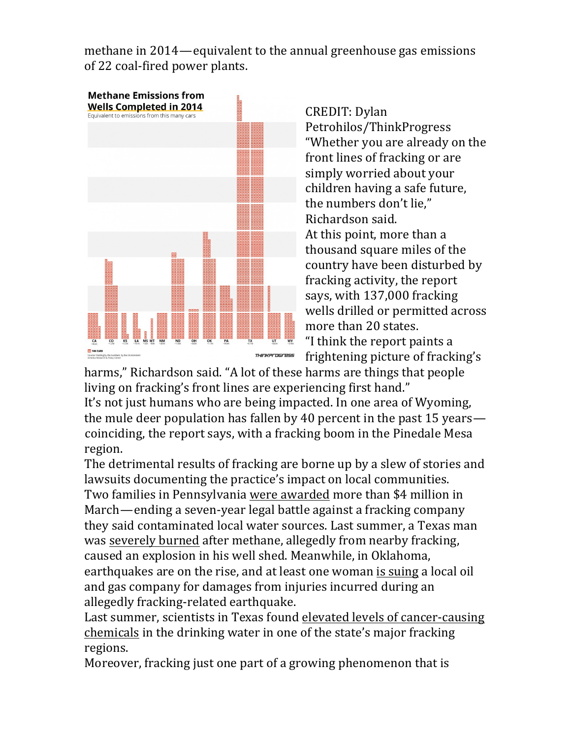methane in 2014—equivalent to the annual greenhouse gas emissions of 22 coal-fired power plants.

**Methane Emissions from Wells Completed in 2014**
Equivalent to emissions from this many cars

CREDIT: Dylan Petrohilos/ThinkProgress

"Whether you are already on the front lines of fracking or are simply worried about your children having a safe future, the numbers don't lie," Richardson said.

At this point, more than a thousand square miles of the country have been disturbed by fracking activity, the report says, with 137,000 fracking wells drilled or permitted across more than 20 states.

"I think the report paints a frightening picture of fracking's harms," Richardson said. "A lot of these harms are things that people living on fracking's front lines are experiencing first hand."

It's not just humans who are being impacted. In one area of Wyoming, the mule deer population has fallen by 40 percent in the past 15 years—coinciding, the report says, with a fracking boom in the Pinedale Mesa region.

The detrimental results of fracking are borne up by a slew of stories and lawsuits documenting the practice's impact on local communities. Two families in Pennsylvania were awarded more than $4 million in March—ending a seven-year legal battle against a fracking company they said contaminated local water sources. Last summer, a Texas man was severely burned after methane, allegedly from nearby fracking, caused an explosion in his well shed. Meanwhile, in Oklahoma, earthquakes are on the rise, and at least one woman is suing a local oil and gas company for damages from injuries incurred during an allegedly fracking-related earthquake.

Last summer, scientists in Texas found elevated levels of cancer-causing chemicals in the drinking water in one of the state's major fracking regions.

Moreover, fracking just one part of a growing phenomenon that is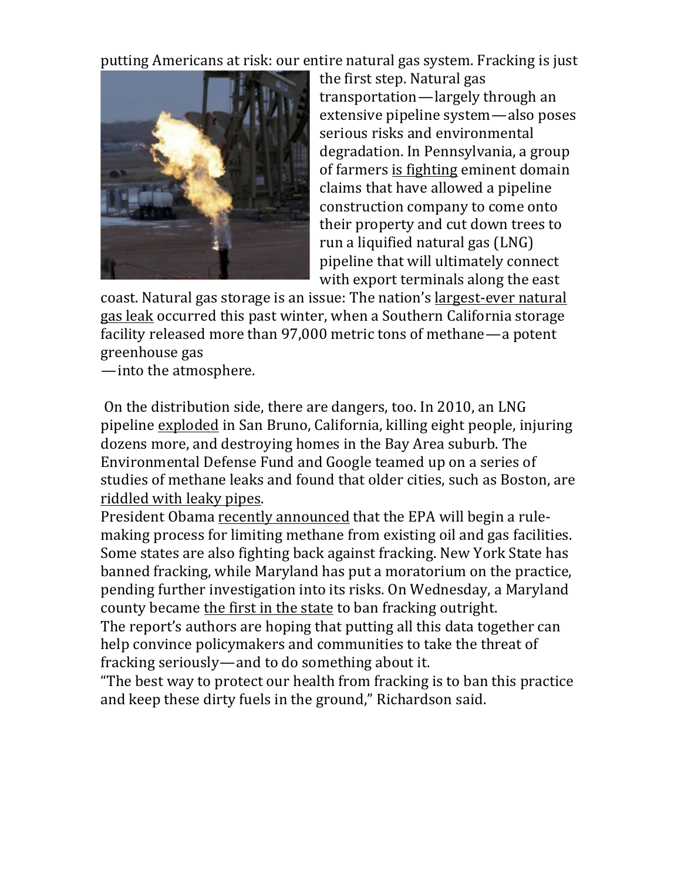putting Americans at risk: our entire natural gas system. Fracking is just the first step. Natural gas transportation—largely through an extensive pipeline system—also poses serious risks and environmental degradation. In Pennsylvania, a group of farmers is fighting eminent domain claims that have allowed a pipeline construction company to come onto their property and cut down trees to run a liquified natural gas (LNG) pipeline that will ultimately connect with export terminals along the east coast. Natural gas storage is an issue: The nation's largest-ever natural gas leak occurred this past winter, when a Southern California storage facility released more than 97,000 metric tons of methane—a potent greenhouse gas —into the atmosphere.

On the distribution side, there are dangers, too. In 2010, an LNG pipeline exploded in San Bruno, California, killing eight people, injuring dozens more, and destroying homes in the Bay Area suburb. The Environmental Defense Fund and Google teamed up on a series of studies of methane leaks and found that older cities, such as Boston, are riddled with leaky pipes.

President Obama recently announced that the EPA will begin a rule-making process for limiting methane from existing oil and gas facilities. Some states are also fighting back against fracking. New York State has banned fracking, while Maryland has put a moratorium on the practice, pending further investigation into its risks. On Wednesday, a Maryland county became the first in the state to ban fracking outright.

The report's authors are hoping that putting all this data together can help convince policymakers and communities to take the threat of fracking seriously—and to do something about it.

"The best way to protect our health from fracking is to ban this practice and keep these dirty fuels in the ground," Richardson said.